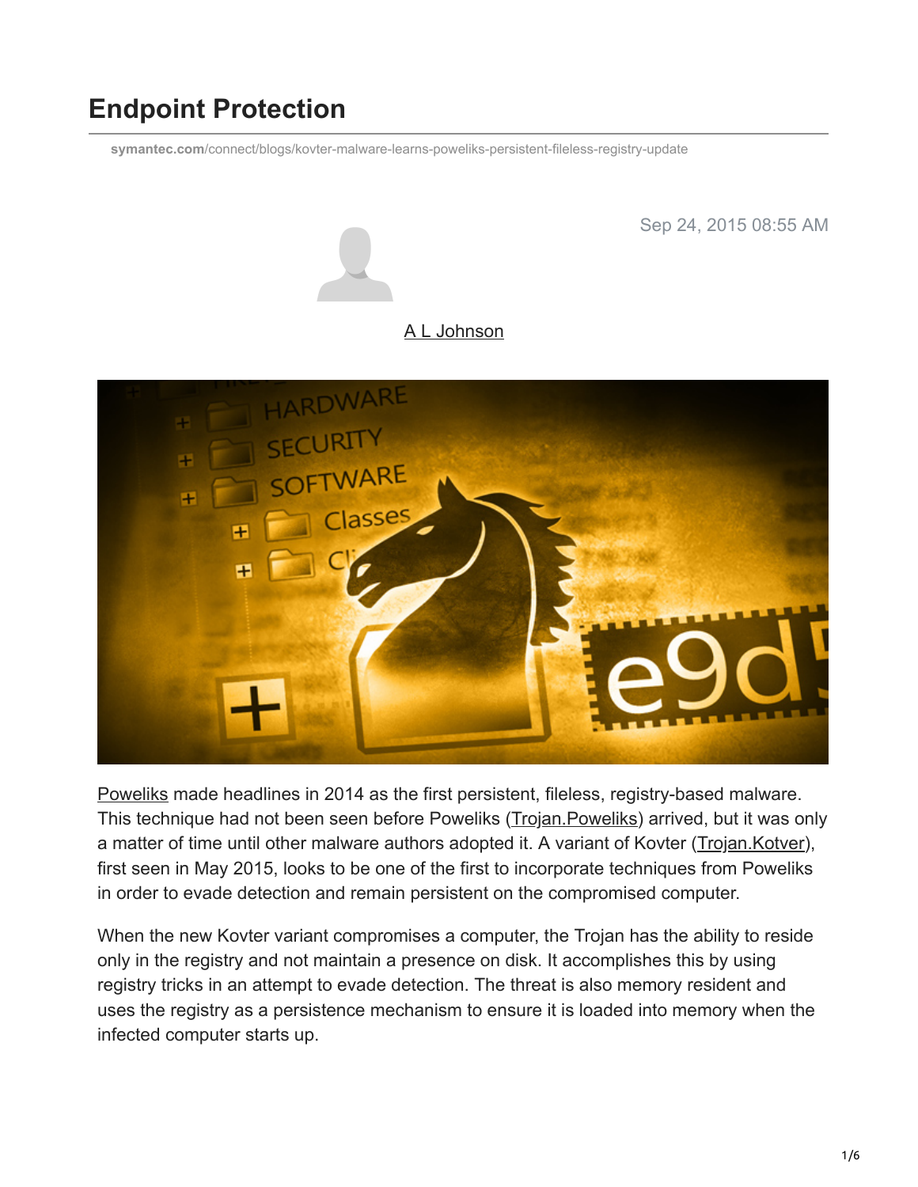# Endpoint Protection

symantec.com/connect/blogs/kovter-malware-learns-poweliks-persistent-fileless-registry-update

Sep 24, 2015 08:55 AM

A L Johnson

Poweliks made headlines in 2014 as the first persistent, fileless, registry-based malware. This technique had not been seen before Poweliks (Trojan.Poweliks) arrived, but it was only a matter of time until other malware authors adopted it. A variant of Kovter (Trojan.Kotver), first seen in May 2015, looks to be one of the first to incorporate techniques from Poweliks in order to evade detection and remain persistent on the compromised computer.

When the new Kovter variant compromises a computer, the Trojan has the ability to reside only in the registry and not maintain a presence on disk. It accomplishes this by using registry tricks in an attempt to evade detection. The threat is also memory resident and uses the registry as a persistence mechanism to ensure it is loaded into memory when the infected computer starts up.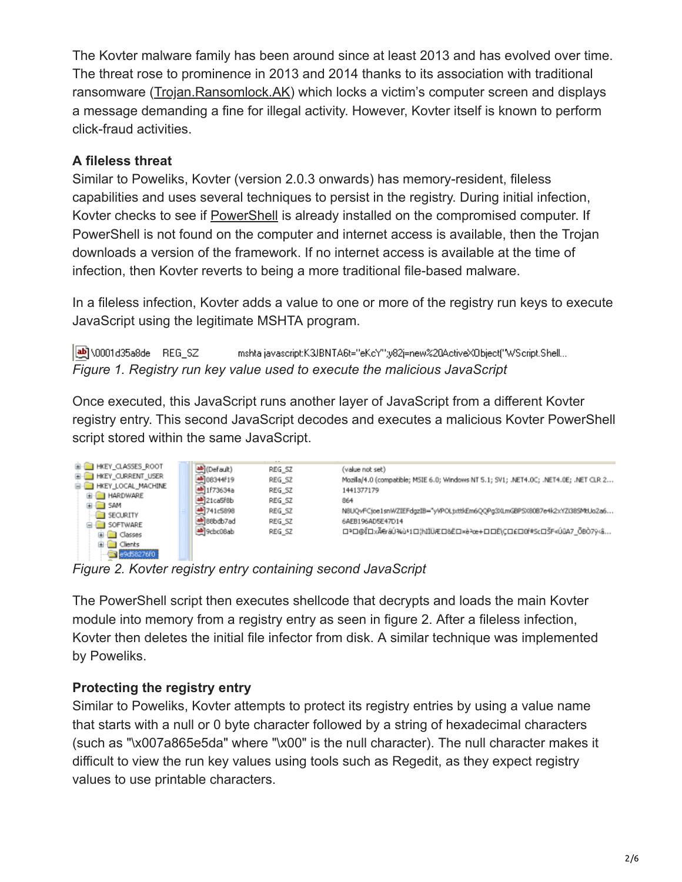The Kovter malware family has been around since at least 2013 and has evolved over time. The threat rose to prominence in 2013 and 2014 thanks to its association with traditional ransomware (Trojan.Ransomlock.AK) which locks a victim's computer screen and displays a message demanding a fine for illegal activity. However, Kovter itself is known to perform click-fraud activities.

**A fileless threat**

Similar to Poweliks, Kovter (version 2.0.3 onwards) has memory-resident, fileless capabilities and uses several techniques to persist in the registry. During initial infection, Kovter checks to see if PowerShell is already installed on the compromised computer. If PowerShell is not found on the computer and internet access is available, then the Trojan downloads a version of the framework. If no internet access is available at the time of infection, then Kovter reverts to being a more traditional file-based malware.

In a fileless infection, Kovter adds a value to one or more of the registry run keys to execute JavaScript using the legitimate MSHTA program.

*Figure 1. Registry run key value used to execute the malicious JavaScript*

Once executed, this JavaScript runs another layer of JavaScript from a different Kovter registry entry. This second JavaScript decodes and executes a malicious Kovter PowerShell script stored within the same JavaScript.

*Figure 2. Kovter registry entry containing second JavaScript*

The PowerShell script then executes shellcode that decrypts and loads the main Kovter module into memory from a registry entry as seen in figure 2. After a fileless infection, Kovter then deletes the initial file infector from disk. A similar technique was implemented by Poweliks.

**Protecting the registry entry**

Similar to Poweliks, Kovter attempts to protect its registry entries by using a value name that starts with a null or 0 byte character followed by a string of hexadecimal characters (such as "\x007a865e5da" where "\x00" is the null character). The null character makes it difficult to view the run key values using tools such as Regedit, as they expect registry values to use printable characters.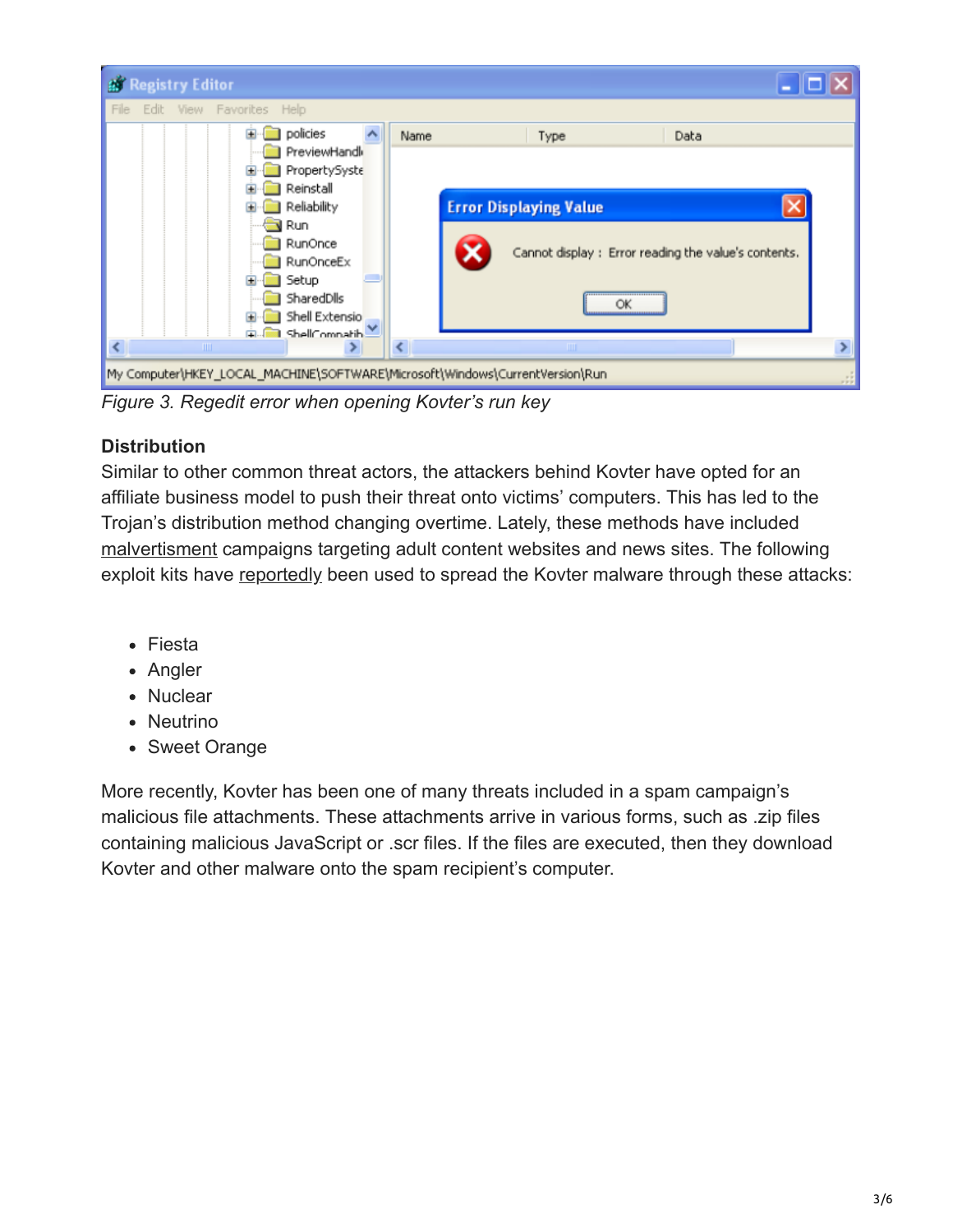*Figure 3. Regedit error when opening Kovter's run key*

**Distribution**

Similar to other common threat actors, the attackers behind Kovter have opted for an affiliate business model to push their threat onto victims' computers. This has led to the Trojan's distribution method changing overtime. Lately, these methods have included malvertisment campaigns targeting adult content websites and news sites. The following exploit kits have reportedly been used to spread the Kovter malware through these attacks:

- Fiesta
- Angler
- Nuclear
- Neutrino
- Sweet Orange

More recently, Kovter has been one of many threats included in a spam campaign's malicious file attachments. These attachments arrive in various forms, such as .zip files containing malicious JavaScript or .scr files. If the files are executed, then they download Kovter and other malware onto the spam recipient's computer.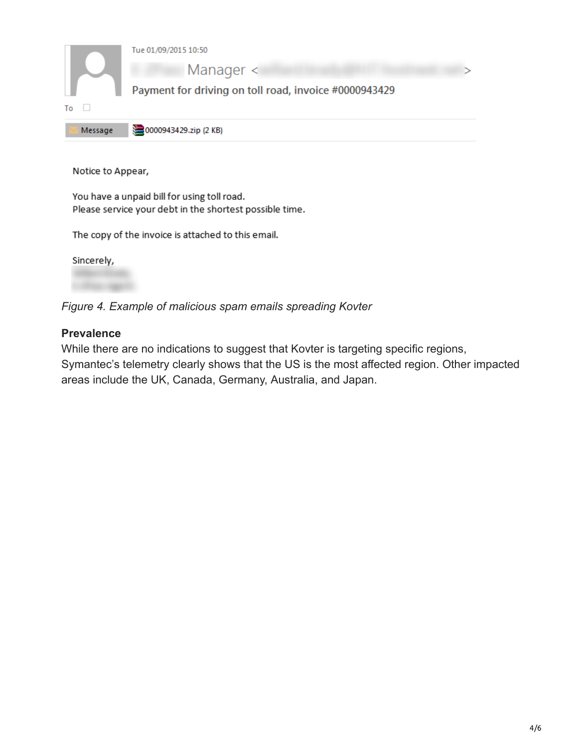Tue 01/09/2015 10:50

Manager <>

Payment for driving on toll road, invoice #0000943429

To

Message | 0000943429.zip (2 KB)

Notice to Appear,

You have a unpaid bill for using toll road.
Please service your debt in the shortest possible time.

The copy of the invoice is attached to this email.

Sincerely,

*Figure 4. Example of malicious spam emails spreading Kovter*

**Prevalence**

While there are no indications to suggest that Kovter is targeting specific regions, Symantec's telemetry clearly shows that the US is the most affected region. Other impacted areas include the UK, Canada, Germany, Australia, and Japan.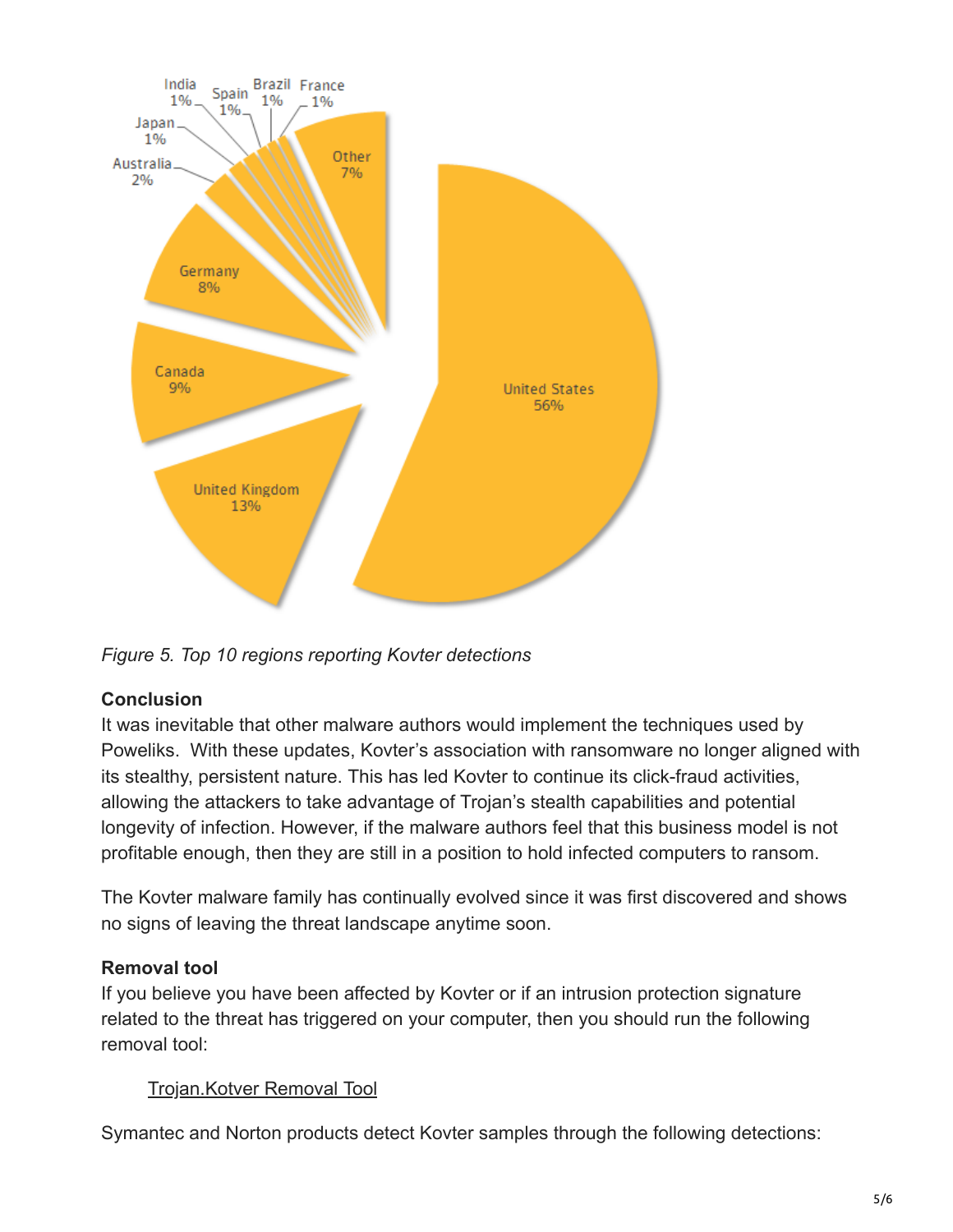Figure 5. *Top 10 regions reporting Kovter detections*

**Conclusion**

It was inevitable that other malware authors would implement the techniques used by Poweliks. With these updates, Kovter's association with ransomware no longer aligned with its stealthy, persistent nature. This has led Kovter to continue its click-fraud activities, allowing the attackers to take advantage of Trojan's stealth capabilities and potential longevity of infection. However, if the malware authors feel that this business model is not profitable enough, then they are still in a position to hold infected computers to ransom.

The Kovter malware family has continually evolved since it was first discovered and shows no signs of leaving the threat landscape anytime soon.

**Removal tool**

If you believe you have been affected by Kovter or if an intrusion protection signature related to the threat has triggered on your computer, then you should run the following removal tool:

Trojan.Kotver Removal Tool

Symantec and Norton products detect Kovter samples through the following detections: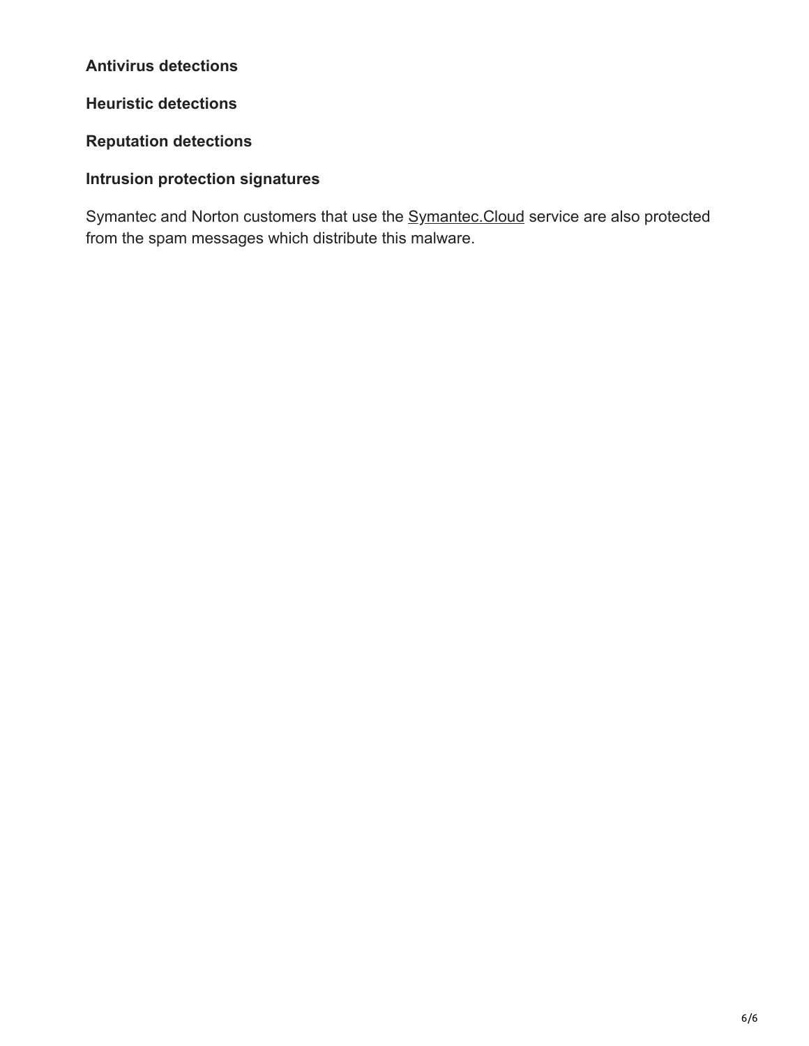### Antivirus detections

### Heuristic detections

### Reputation detections

### Intrusion protection signatures

Symantec and Norton customers that use the Symantec.Cloud service are also protected from the spam messages which distribute this malware.